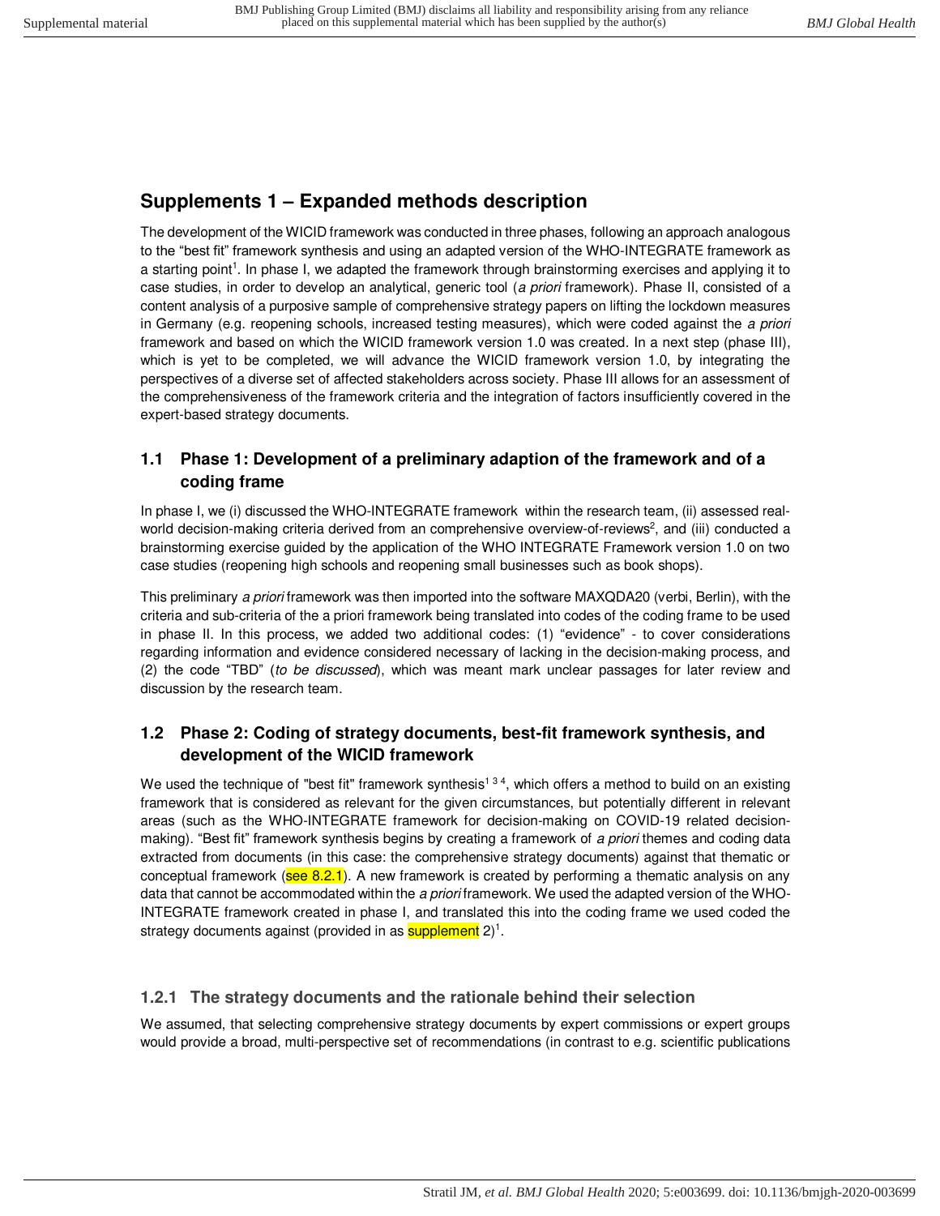# Supplements 1 – Expanded methods description

The development of the WICID framework was conducted in three phases, following an approach analogous to the "best fit" framework synthesis and using an adapted version of the WHO-INTEGRATE framework as a starting point[1]. In phase I, we adapted the framework through brainstorming exercises and applying it to case studies, in order to develop an analytical, generic tool (*a priori* framework). Phase II, consisted of a content analysis of a purposive sample of comprehensive strategy papers on lifting the lockdown measures in Germany (e.g. reopening schools, increased testing measures), which were coded against the *a priori* framework and based on which the WICID framework version 1.0 was created. In a next step (phase III), which is yet to be completed, we will advance the WICID framework version 1.0, by integrating the perspectives of a diverse set of affected stakeholders across society. Phase III allows for an assessment of the comprehensiveness of the framework criteria and the integration of factors insufficiently covered in the expert-based strategy documents.

## 1.1 Phase 1: Development of a preliminary adaption of the framework and of a coding frame

In phase I, we (i) discussed the WHO-INTEGRATE framework within the research team, (ii) assessed real-world decision-making criteria derived from an comprehensive overview-of-reviews[2], and (iii) conducted a brainstorming exercise guided by the application of the WHO INTEGRATE Framework version 1.0 on two case studies (reopening high schools and reopening small businesses such as book shops).

This preliminary *a priori* framework was then imported into the software MAXQDA20 (verbi, Berlin), with the criteria and sub-criteria of the a priori framework being translated into codes of the coding frame to be used in phase II. In this process, we added two additional codes: (1) "evidence" - to cover considerations regarding information and evidence considered necessary of lacking in the decision-making process, and (2) the code "TBD" (*to be discussed*), which was meant mark unclear passages for later review and discussion by the research team.

## 1.2 Phase 2: Coding of strategy documents, best-fit framework synthesis, and development of the WICID framework

We used the technique of "best fit" framework synthesis[1,3,4], which offers a method to build on an existing framework that is considered as relevant for the given circumstances, but potentially different in relevant areas (such as the WHO-INTEGRATE framework for decision-making on COVID-19 related decision-making). "Best fit" framework synthesis begins by creating a framework of *a priori* themes and coding data extracted from documents (in this case: the comprehensive strategy documents) against that thematic or conceptual framework (see 8.2.1). A new framework is created by performing a thematic analysis on any data that cannot be accommodated within the *a priori* framework. We used the adapted version of the WHO-INTEGRATE framework created in phase I, and translated this into the coding frame we used coded the strategy documents against (provided in as supplement 2)[1].

### 1.2.1 The strategy documents and the rationale behind their selection

We assumed, that selecting comprehensive strategy documents by expert commissions or expert groups would provide a broad, multi-perspective set of recommendations (in contrast to e.g. scientific publications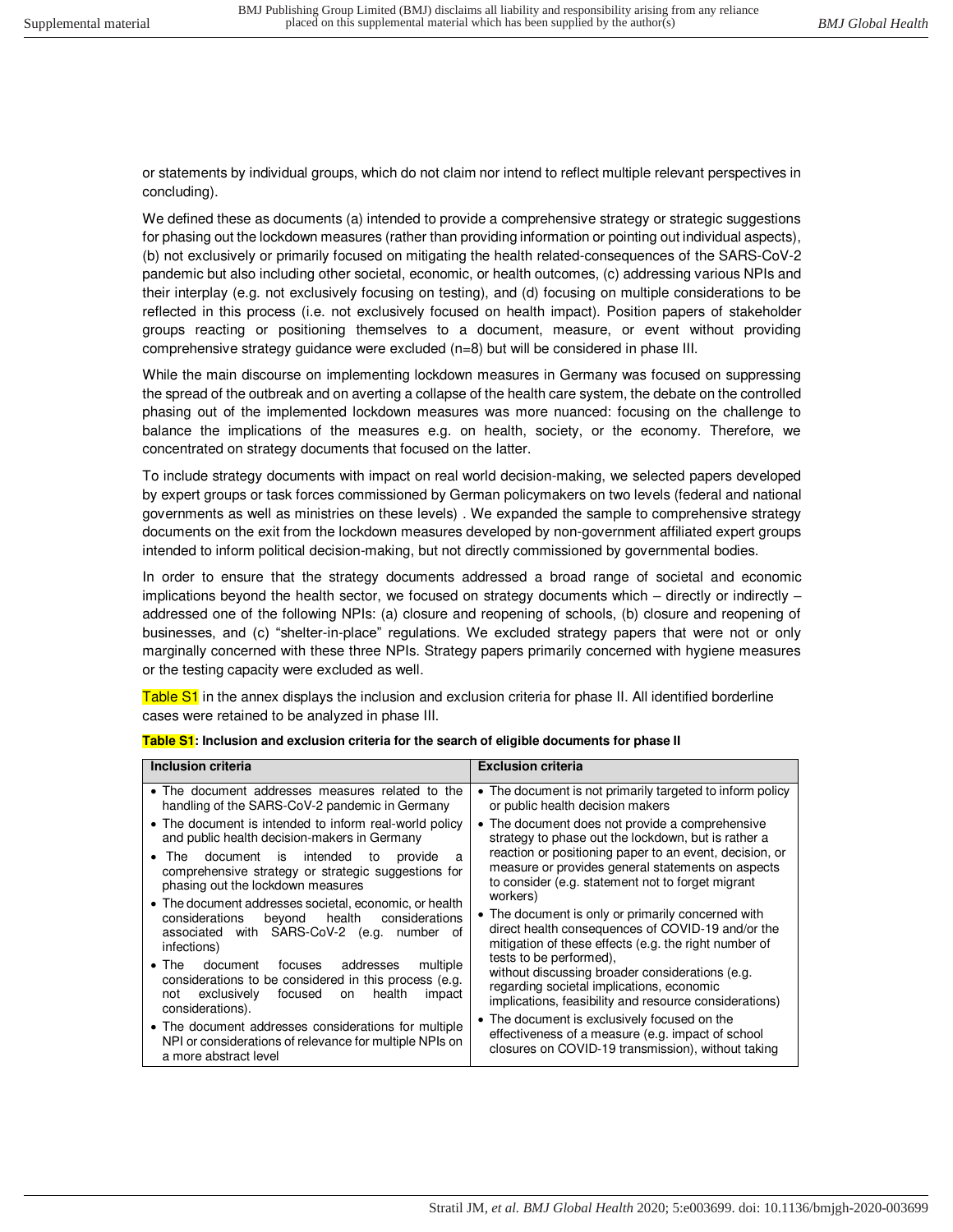or statements by individual groups, which do not claim nor intend to reflect multiple relevant perspectives in concluding).

We defined these as documents (a) intended to provide a comprehensive strategy or strategic suggestions for phasing out the lockdown measures (rather than providing information or pointing out individual aspects), (b) not exclusively or primarily focused on mitigating the health related-consequences of the SARS-CoV-2 pandemic but also including other societal, economic, or health outcomes, (c) addressing various NPIs and their interplay (e.g. not exclusively focusing on testing), and (d) focusing on multiple considerations to be reflected in this process (i.e. not exclusively focused on health impact). Position papers of stakeholder groups reacting or positioning themselves to a document, measure, or event without providing comprehensive strategy guidance were excluded (n=8) but will be considered in phase III.

While the main discourse on implementing lockdown measures in Germany was focused on suppressing the spread of the outbreak and on averting a collapse of the health care system, the debate on the controlled phasing out of the implemented lockdown measures was more nuanced: focusing on the challenge to balance the implications of the measures e.g. on health, society, or the economy. Therefore, we concentrated on strategy documents that focused on the latter.

To include strategy documents with impact on real world decision-making, we selected papers developed by expert groups or task forces commissioned by German policymakers on two levels (federal and national governments as well as ministries on these levels) . We expanded the sample to comprehensive strategy documents on the exit from the lockdown measures developed by non-government affiliated expert groups intended to inform political decision-making, but not directly commissioned by governmental bodies.

In order to ensure that the strategy documents addressed a broad range of societal and economic implications beyond the health sector, we focused on strategy documents which – directly or indirectly – addressed one of the following NPIs: (a) closure and reopening of schools, (b) closure and reopening of businesses, and (c) "shelter-in-place" regulations. We excluded strategy papers that were not or only marginally concerned with these three NPIs. Strategy papers primarily concerned with hygiene measures or the testing capacity were excluded as well.

Table S1 in the annex displays the inclusion and exclusion criteria for phase II. All identified borderline cases were retained to be analyzed in phase III.

**Table S1: Inclusion and exclusion criteria for the search of eligible documents for phase II**

| Inclusion criteria | Exclusion criteria |
|---|---|
| • The document addresses measures related to the handling of the SARS-CoV-2 pandemic in Germany<br>• The document is intended to inform real-world policy and public health decision-makers in Germany<br>• The document is intended to provide a comprehensive strategy or strategic suggestions for phasing out the lockdown measures<br>• The document addresses societal, economic, or health considerations beyond health considerations associated with SARS-CoV-2 (e.g. number of infections)<br>• The document focuses addresses multiple considerations to be considered in this process (e.g. not exclusively focused on health impact considerations).<br>• The document addresses considerations for multiple NPI or considerations of relevance for multiple NPIs on a more abstract level | • The document is not primarily targeted to inform policy or public health decision makers<br>• The document does not provide a comprehensive strategy to phase out the lockdown, but is rather a reaction or positioning paper to an event, decision, or measure or provides general statements on aspects to consider (e.g. statement not to forget migrant workers)<br>• The document is only or primarily concerned with direct health consequences of COVID-19 and/or the mitigation of these effects (e.g. the right number of tests to be performed), without discussing broader considerations (e.g. regarding societal implications, economic implications, feasibility and resource considerations)<br>• The document is exclusively focused on the effectiveness of a measure (e.g. impact of school closures on COVID-19 transmission), without taking |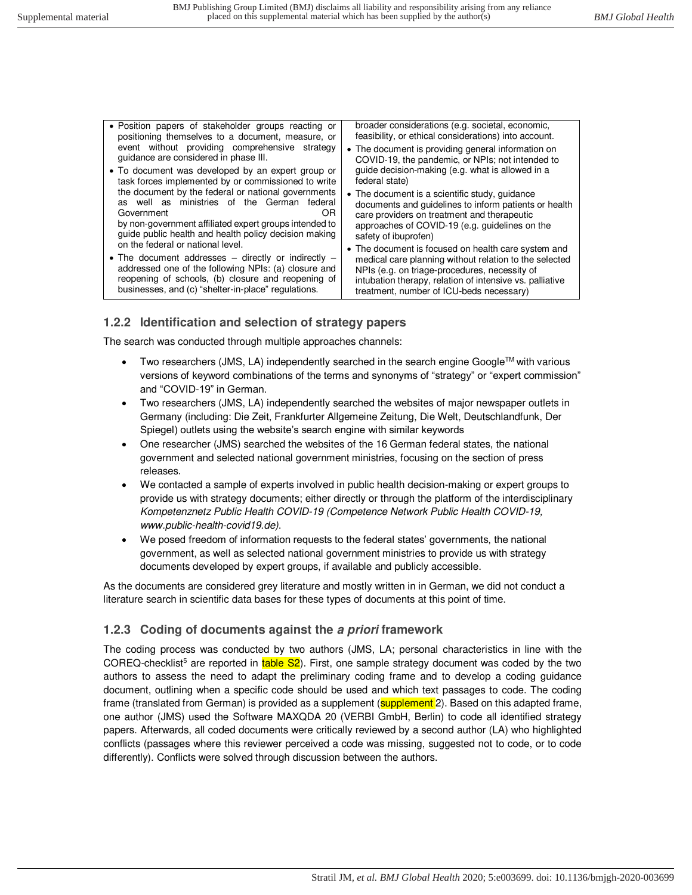| | |
|---|---|
| • Position papers of stakeholder groups reacting or positioning themselves to a document, measure, or event without providing comprehensive strategy guidance are considered in phase III.<br>• To document was developed by an expert group or task forces implemented by or commissioned to write the document by the federal or national governments as well as ministries of the German federal Government OR by non-government affiliated expert groups intended to guide public health and health policy decision making on the federal or national level.<br>• The document addresses – directly or indirectly – addressed one of the following NPIs: (a) closure and reopening of schools, (b) closure and reopening of businesses, and (c) "shelter-in-place" regulations. | broader considerations (e.g. societal, economic, feasibility, or ethical considerations) into account.<br>• The document is providing general information on COVID-19, the pandemic, or NPIs; not intended to guide decision-making (e.g. what is allowed in a federal state)<br>• The document is a scientific study, guidance documents and guidelines to inform patients or health care providers on treatment and therapeutic approaches of COVID-19 (e.g. guidelines on the safety of ibuprofen)<br>• The document is focused on health care system and medical care planning without relation to the selected NPIs (e.g. on triage-procedures, necessity of intubation therapy, relation of intensive vs. palliative treatment, number of ICU-beds necessary) |

### 1.2.2 Identification and selection of strategy papers

The search was conducted through multiple approaches channels:

- Two researchers (JMS, LA) independently searched in the search engine Google™ with various versions of keyword combinations of the terms and synonyms of "strategy" or "expert commission" and "COVID-19" in German.
- Two researchers (JMS, LA) independently searched the websites of major newspaper outlets in Germany (including: Die Zeit, Frankfurter Allgemeine Zeitung, Die Welt, Deutschlandfunk, Der Spiegel) outlets using the website's search engine with similar keywords
- One researcher (JMS) searched the websites of the 16 German federal states, the national government and selected national government ministries, focusing on the section of press releases.
- We contacted a sample of experts involved in public health decision-making or expert groups to provide us with strategy documents; either directly or through the platform of the interdisciplinary *Kompetenznetz Public Health COVID-19 (Competence Network Public Health COVID-19, www.public-health-covid19.de).*
- We posed freedom of information requests to the federal states' governments, the national government, as well as selected national government ministries to provide us with strategy documents developed by expert groups, if available and publicly accessible.

As the documents are considered grey literature and mostly written in in German, we did not conduct a literature search in scientific data bases for these types of documents at this point of time.

### 1.2.3 Coding of documents against the *a priori* framework

The coding process was conducted by two authors (JMS, LA; personal characteristics in line with the COREQ-checklist[5] are reported in table S2). First, one sample strategy document was coded by the two authors to assess the need to adapt the preliminary coding frame and to develop a coding guidance document, outlining when a specific code should be used and which text passages to code. The coding frame (translated from German) is provided as a supplement (supplement 2). Based on this adapted frame, one author (JMS) used the Software MAXQDA 20 (VERBI GmbH, Berlin) to code all identified strategy papers. Afterwards, all coded documents were critically reviewed by a second author (LA) who highlighted conflicts (passages where this reviewer perceived a code was missing, suggested not to code, or to code differently). Conflicts were solved through discussion between the authors.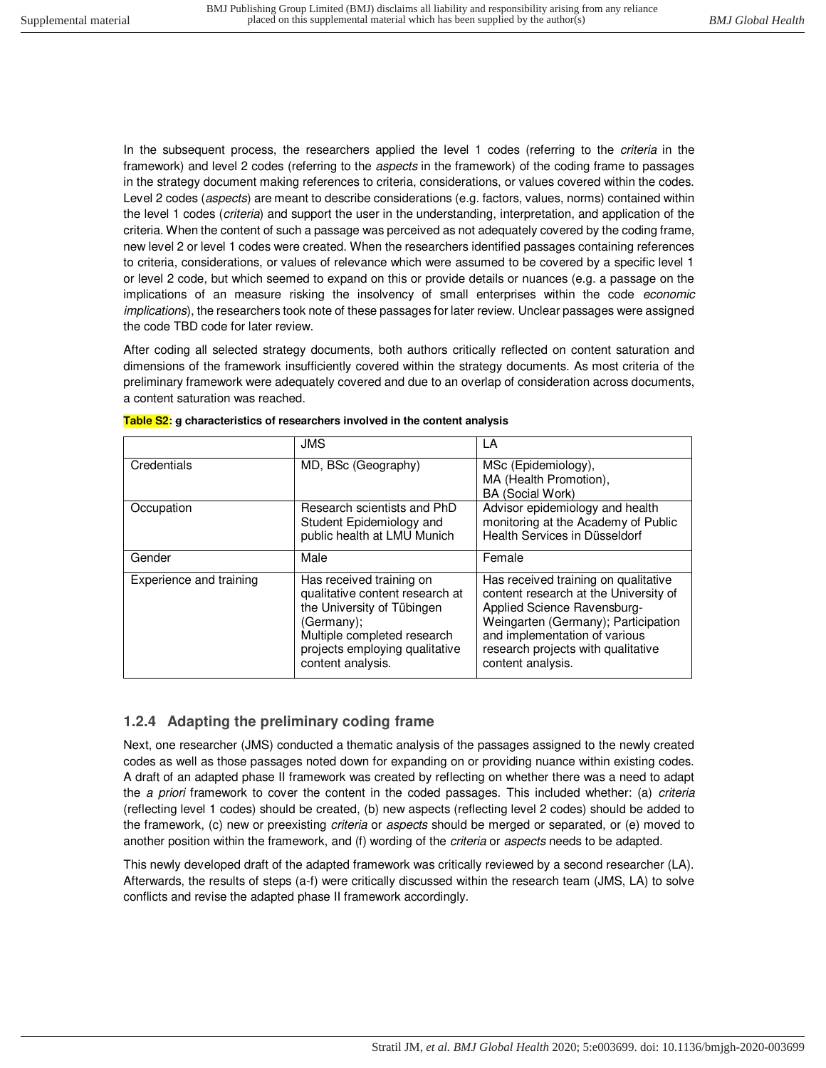In the subsequent process, the researchers applied the level 1 codes (referring to the *criteria* in the framework) and level 2 codes (referring to the *aspects* in the framework) of the coding frame to passages in the strategy document making references to criteria, considerations, or values covered within the codes. Level 2 codes (*aspects*) are meant to describe considerations (e.g. factors, values, norms) contained within the level 1 codes (*criteria*) and support the user in the understanding, interpretation, and application of the criteria. When the content of such a passage was perceived as not adequately covered by the coding frame, new level 2 or level 1 codes were created. When the researchers identified passages containing references to criteria, considerations, or values of relevance which were assumed to be covered by a specific level 1 or level 2 code, but which seemed to expand on this or provide details or nuances (e.g. a passage on the implications of an measure risking the insolvency of small enterprises within the code *economic implications*), the researchers took note of these passages for later review. Unclear passages were assigned the code TBD code for later review.

After coding all selected strategy documents, both authors critically reflected on content saturation and dimensions of the framework insufficiently covered within the strategy documents. As most criteria of the preliminary framework were adequately covered and due to an overlap of consideration across documents, a content saturation was reached.

**Table S2: g characteristics of researchers involved in the content analysis**

| | JMS | LA |
|---|---|---|
| Credentials | MD, BSc (Geography) | MSc (Epidemiology),<br>MA (Health Promotion),<br>BA (Social Work) |
| Occupation | Research scientists and PhD Student Epidemiology and public health at LMU Munich | Advisor epidemiology and health monitoring at the Academy of Public Health Services in Düsseldorf |
| Gender | Male | Female |
| Experience and training | Has received training on qualitative content research at the University of Tübingen (Germany);<br>Multiple completed research projects employing qualitative content analysis. | Has received training on qualitative content research at the University of Applied Science Ravensburg-Weingarten (Germany); Participation and implementation of various research projects with qualitative content analysis. |

### 1.2.4 Adapting the preliminary coding frame

Next, one researcher (JMS) conducted a thematic analysis of the passages assigned to the newly created codes as well as those passages noted down for expanding on or providing nuance within existing codes. A draft of an adapted phase II framework was created by reflecting on whether there was a need to adapt the *a priori* framework to cover the content in the coded passages. This included whether: (a) *criteria* (reflecting level 1 codes) should be created, (b) new aspects (reflecting level 2 codes) should be added to the framework, (c) new or preexisting *criteria* or *aspects* should be merged or separated, or (e) moved to another position within the framework, and (f) wording of the *criteria* or *aspects* needs to be adapted.

This newly developed draft of the adapted framework was critically reviewed by a second researcher (LA). Afterwards, the results of steps (a-f) were critically discussed within the research team (JMS, LA) to solve conflicts and revise the adapted phase II framework accordingly.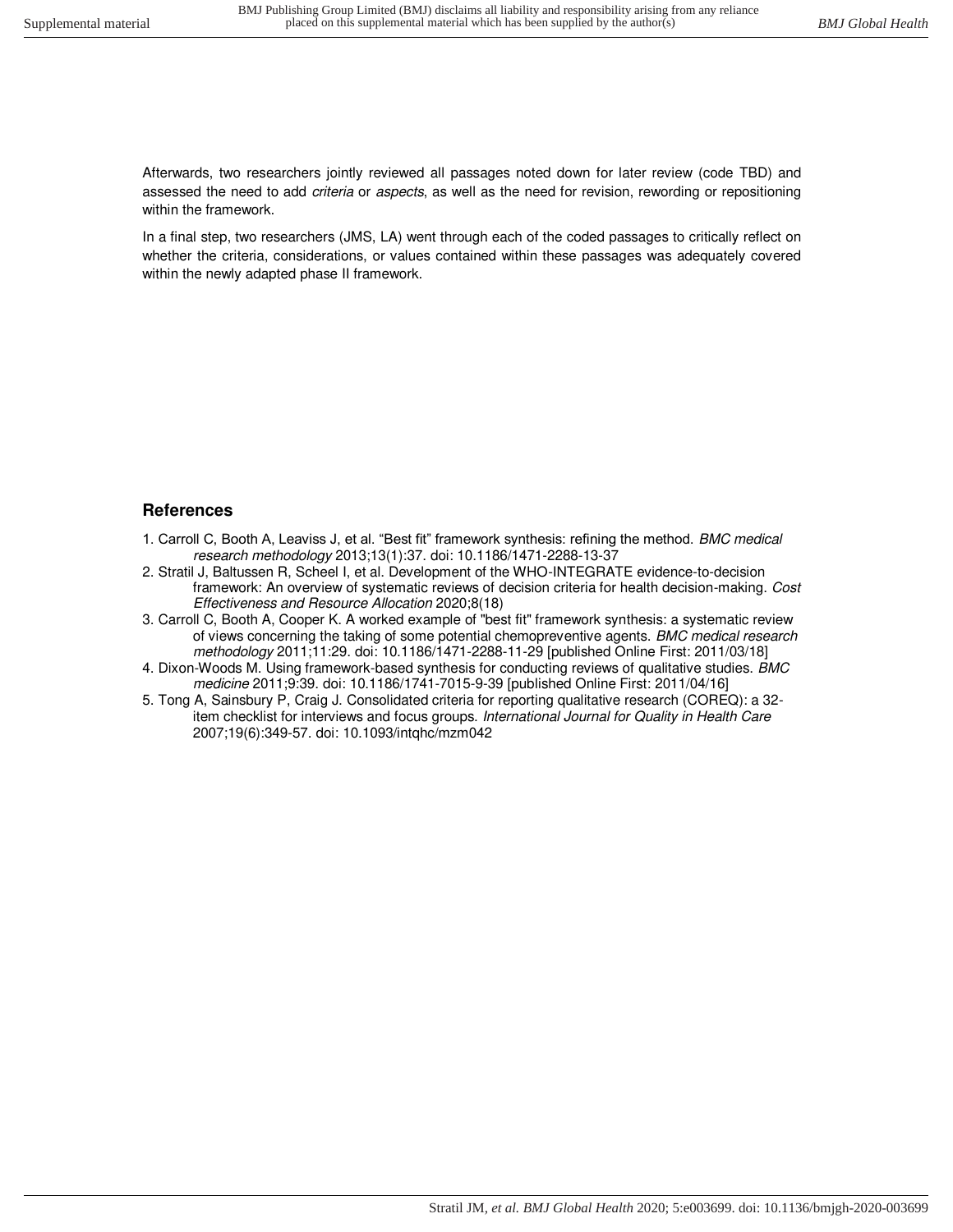Afterwards, two researchers jointly reviewed all passages noted down for later review (code TBD) and assessed the need to add *criteria* or *aspects*, as well as the need for revision, rewording or repositioning within the framework.

In a final step, two researchers (JMS, LA) went through each of the coded passages to critically reflect on whether the criteria, considerations, or values contained within these passages was adequately covered within the newly adapted phase II framework.

## References

1. Carroll C, Booth A, Leaviss J, et al. “Best fit” framework synthesis: refining the method. *BMC medical research methodology* 2013;13(1):37. doi: 10.1186/1471-2288-13-37
2. Stratil J, Baltussen R, Scheel I, et al. Development of the WHO-INTEGRATE evidence-to-decision framework: An overview of systematic reviews of decision criteria for health decision-making. *Cost Effectiveness and Resource Allocation* 2020;8(18)
3. Carroll C, Booth A, Cooper K. A worked example of "best fit" framework synthesis: a systematic review of views concerning the taking of some potential chemopreventive agents. *BMC medical research methodology* 2011;11:29. doi: 10.1186/1471-2288-11-29 [published Online First: 2011/03/18]
4. Dixon-Woods M. Using framework-based synthesis for conducting reviews of qualitative studies. *BMC medicine* 2011;9:39. doi: 10.1186/1741-7015-9-39 [published Online First: 2011/04/16]
5. Tong A, Sainsbury P, Craig J. Consolidated criteria for reporting qualitative research (COREQ): a 32-item checklist for interviews and focus groups. *International Journal for Quality in Health Care* 2007;19(6):349-57. doi: 10.1093/intqhc/mzm042